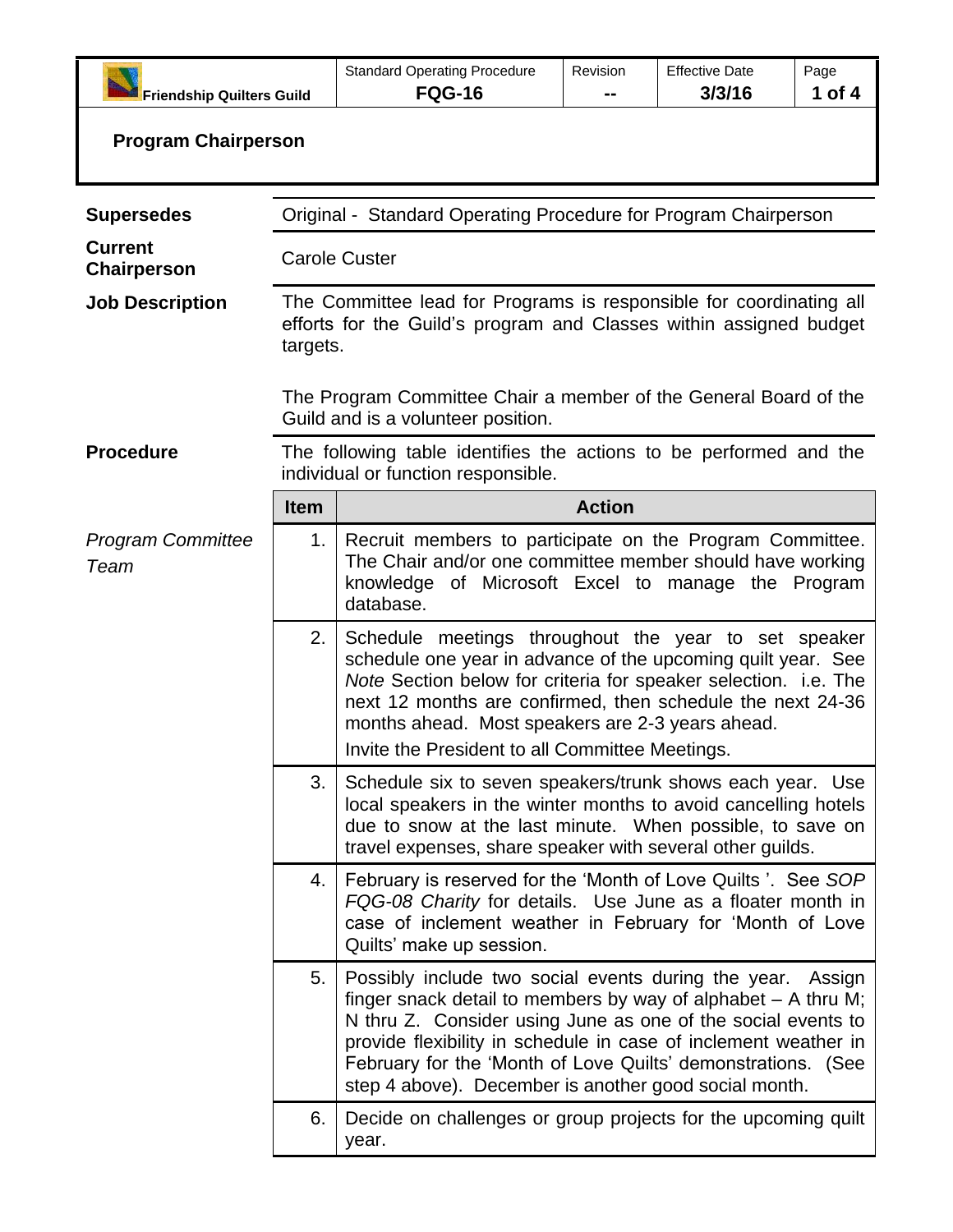| Friendship Quilters Guild | Standard Operating Procedure **FQG-16** | Revision **--** | Effective Date **3/3/16** |
|---|---|---|---|

# Program Chairperson

**Supersedes**

Original - Standard Operating Procedure for Program Chairperson

**Current Chairperson**

Carole Custer

**Job Description**

The Committee lead for Programs is responsible for coordinating all efforts for the Guild's program and Classes within assigned budget targets.

The Program Committee Chair a member of the General Board of the Guild and is a volunteer position.

**Procedure**

The following table identifies the actions to be performed and the individual or function responsible.

*Program Committee Team*

| Item | Action |
|---|---|
| 1. | Recruit members to participate on the Program Committee. The Chair and/or one committee member should have working knowledge of Microsoft Excel to manage the Program database. |
| 2. | Schedule meetings throughout the year to set speaker schedule one year in advance of the upcoming quilt year. See *Note* Section below for criteria for speaker selection. i.e. The next 12 months are confirmed, then schedule the next 24-36 months ahead. Most speakers are 2-3 years ahead.<br>Invite the President to all Committee Meetings. |
| 3. | Schedule six to seven speakers/trunk shows each year. Use local speakers in the winter months to avoid cancelling hotels due to snow at the last minute. When possible, to save on travel expenses, share speaker with several other guilds. |
| 4. | February is reserved for the 'Month of Love Quilts '. See *SOP FQG-08 Charity* for details. Use June as a floater month in case of inclement weather in February for 'Month of Love Quilts' make up session. |
| 5. | Possibly include two social events during the year. Assign finger snack detail to members by way of alphabet – A thru M; N thru Z. Consider using June as one of the social events to provide flexibility in schedule in case of inclement weather in February for the 'Month of Love Quilts' demonstrations. (See step 4 above). December is another good social month. |
| 6. | Decide on challenges or group projects for the upcoming quilt year. |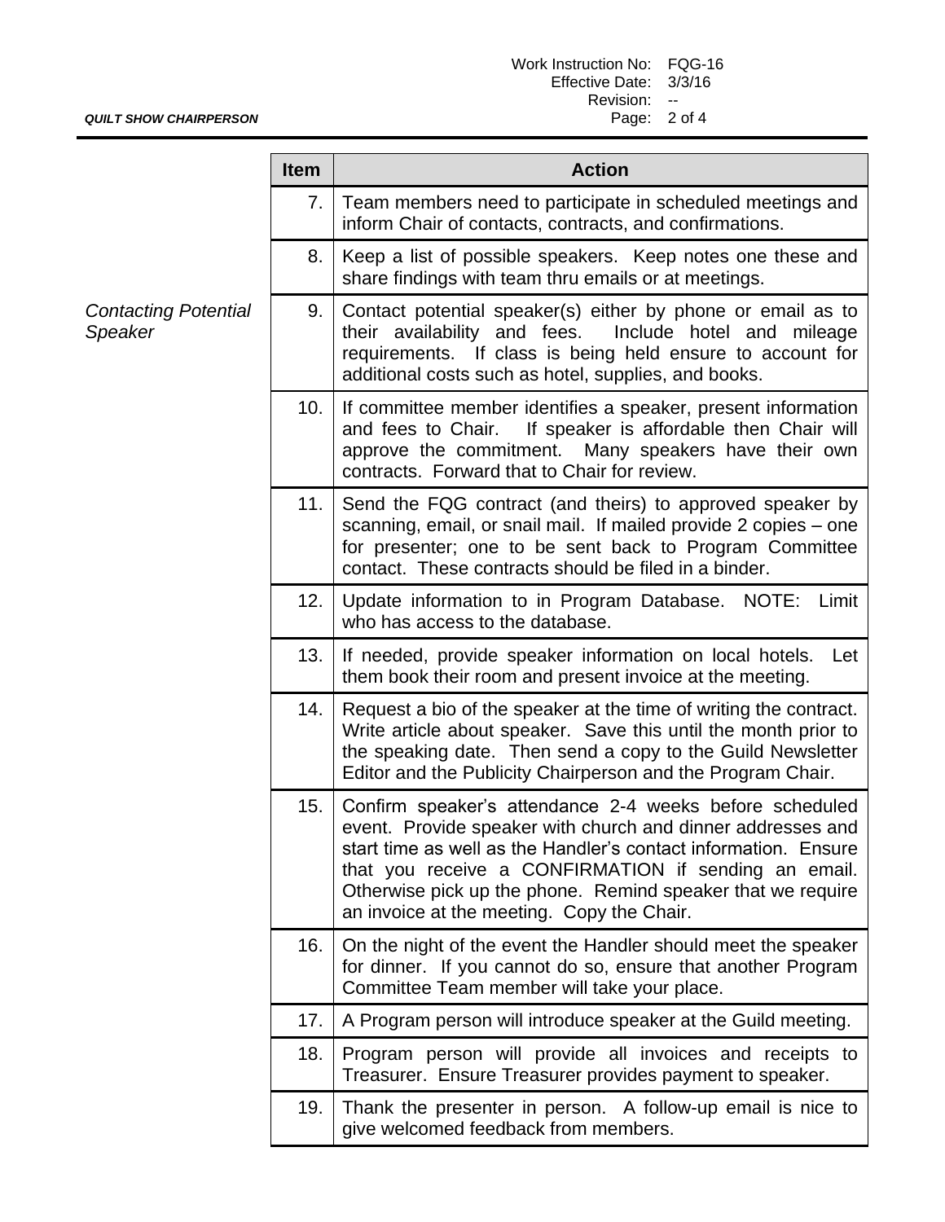| | Item | Action |
|---|---|---|
| | 7. | Team members need to participate in scheduled meetings and inform Chair of contacts, contracts, and confirmations. |
| | 8. | Keep a list of possible speakers. Keep notes one these and share findings with team thru emails or at meetings. |
| *Contacting Potential Speaker* | 9. | Contact potential speaker(s) either by phone or email as to their availability and fees. Include hotel and mileage requirements. If class is being held ensure to account for additional costs such as hotel, supplies, and books. |
| | 10. | If committee member identifies a speaker, present information and fees to Chair. If speaker is affordable then Chair will approve the commitment. Many speakers have their own contracts. Forward that to Chair for review. |
| | 11. | Send the FQG contract (and theirs) to approved speaker by scanning, email, or snail mail. If mailed provide 2 copies – one for presenter; one to be sent back to Program Committee contact. These contracts should be filed in a binder. |
| | 12. | Update information to in Program Database. NOTE: Limit who has access to the database. |
| | 13. | If needed, provide speaker information on local hotels. Let them book their room and present invoice at the meeting. |
| | 14. | Request a bio of the speaker at the time of writing the contract. Write article about speaker. Save this until the month prior to the speaking date. Then send a copy to the Guild Newsletter Editor and the Publicity Chairperson and the Program Chair. |
| | 15. | Confirm speaker's attendance 2-4 weeks before scheduled event. Provide speaker with church and dinner addresses and start time as well as the Handler's contact information. Ensure that you receive a CONFIRMATION if sending an email. Otherwise pick up the phone. Remind speaker that we require an invoice at the meeting. Copy the Chair. |
| | 16. | On the night of the event the Handler should meet the speaker for dinner. If you cannot do so, ensure that another Program Committee Team member will take your place. |
| | 17. | A Program person will introduce speaker at the Guild meeting. |
| | 18. | Program person will provide all invoices and receipts to Treasurer. Ensure Treasurer provides payment to speaker. |
| | 19. | Thank the presenter in person. A follow-up email is nice to give welcomed feedback from members. |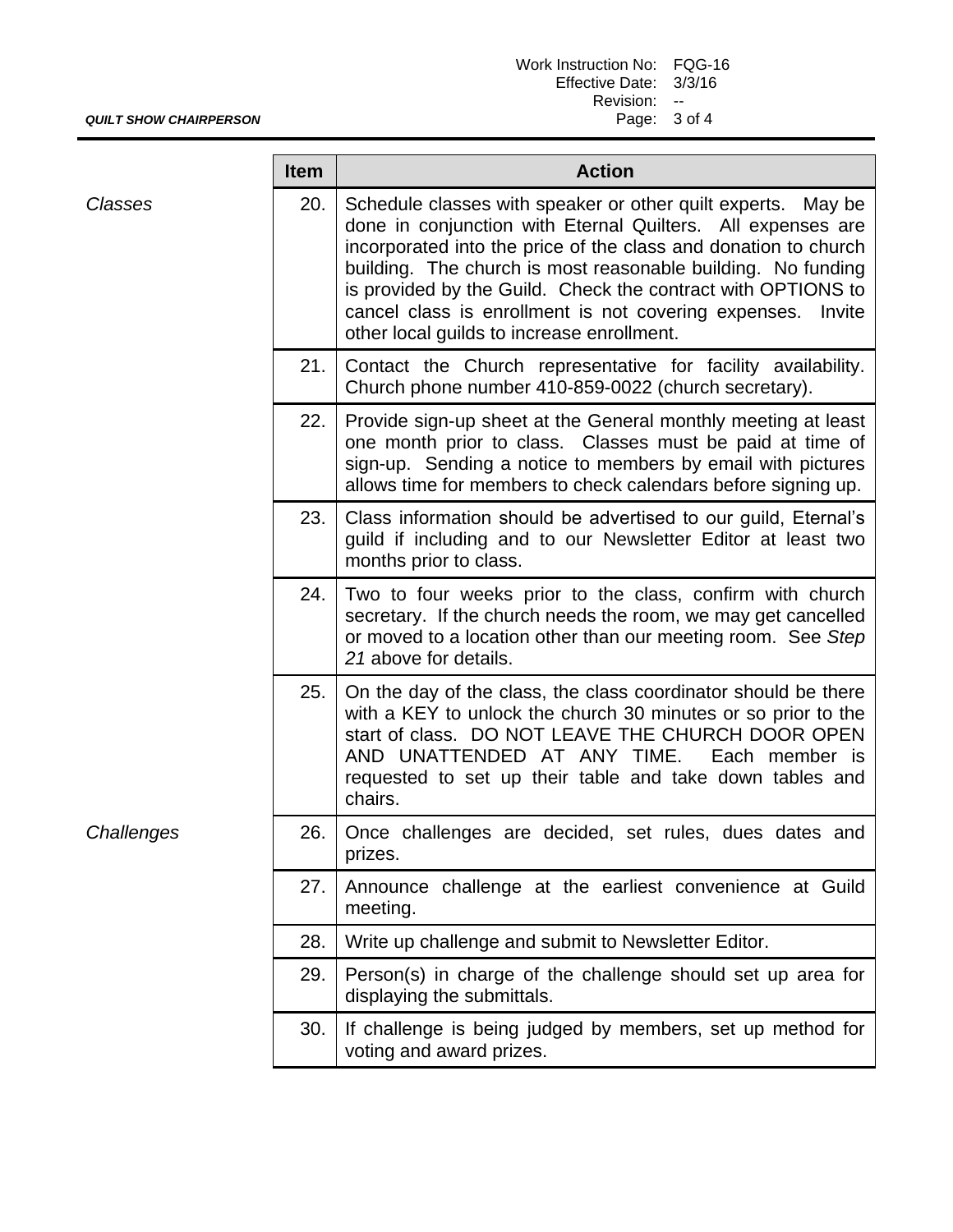| | Item | Action |
|---|---|---|
| *Classes* | 20. | Schedule classes with speaker or other quilt experts. May be done in conjunction with Eternal Quilters. All expenses are incorporated into the price of the class and donation to church building. The church is most reasonable building. No funding is provided by the Guild. Check the contract with OPTIONS to cancel class is enrollment is not covering expenses. Invite other local guilds to increase enrollment. |
| | 21. | Contact the Church representative for facility availability. Church phone number 410-859-0022 (church secretary). |
| | 22. | Provide sign-up sheet at the General monthly meeting at least one month prior to class. Classes must be paid at time of sign-up. Sending a notice to members by email with pictures allows time for members to check calendars before signing up. |
| | 23. | Class information should be advertised to our guild, Eternal's guild if including and to our Newsletter Editor at least two months prior to class. |
| | 24. | Two to four weeks prior to the class, confirm with church secretary. If the church needs the room, we may get cancelled or moved to a location other than our meeting room. See *Step 21* above for details. |
| | 25. | On the day of the class, the class coordinator should be there with a KEY to unlock the church 30 minutes or so prior to the start of class. DO NOT LEAVE THE CHURCH DOOR OPEN AND UNATTENDED AT ANY TIME. Each member is requested to set up their table and take down tables and chairs. |
| *Challenges* | 26. | Once challenges are decided, set rules, dues dates and prizes. |
| | 27. | Announce challenge at the earliest convenience at Guild meeting. |
| | 28. | Write up challenge and submit to Newsletter Editor. |
| | 29. | Person(s) in charge of the challenge should set up area for displaying the submittals. |
| | 30. | If challenge is being judged by members, set up method for voting and award prizes. |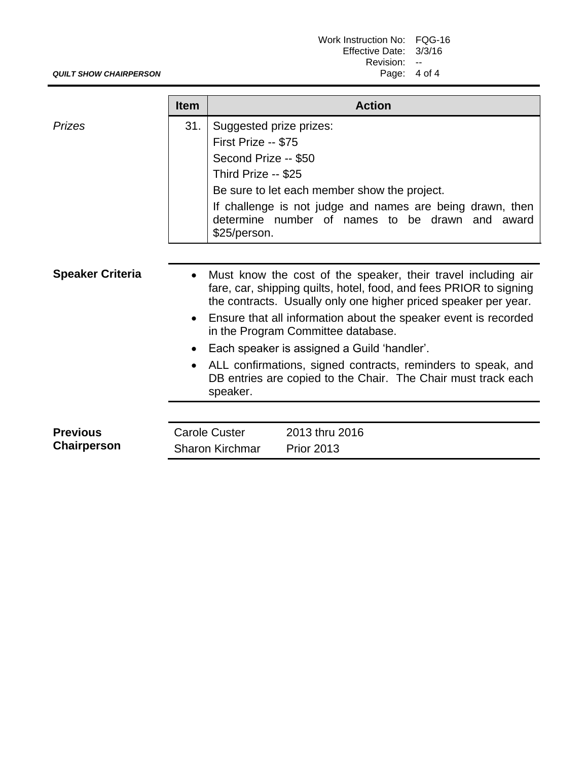| | Item | Action |
|---|---|---|
| *Prizes* | 31. | Suggested prize prizes:<br>First Prize -- $75<br>Second Prize -- $50<br>Third Prize -- $25<br>Be sure to let each member show the project.<br>If challenge is not judge and names are being drawn, then determine number of names to be drawn and award $25/person. |

**Speaker Criteria**

- Must know the cost of the speaker, their travel including air fare, car, shipping quilts, hotel, food, and fees PRIOR to signing the contracts. Usually only one higher priced speaker per year.
- Ensure that all information about the speaker event is recorded in the Program Committee database.
- Each speaker is assigned a Guild 'handler'.
- ALL confirmations, signed contracts, reminders to speak, and DB entries are copied to the Chair. The Chair must track each speaker.

**Previous Chairperson**

| | |
|---|---|
| Carole Custer | 2013 thru 2016 |
| Sharon Kirchmar | Prior 2013 |